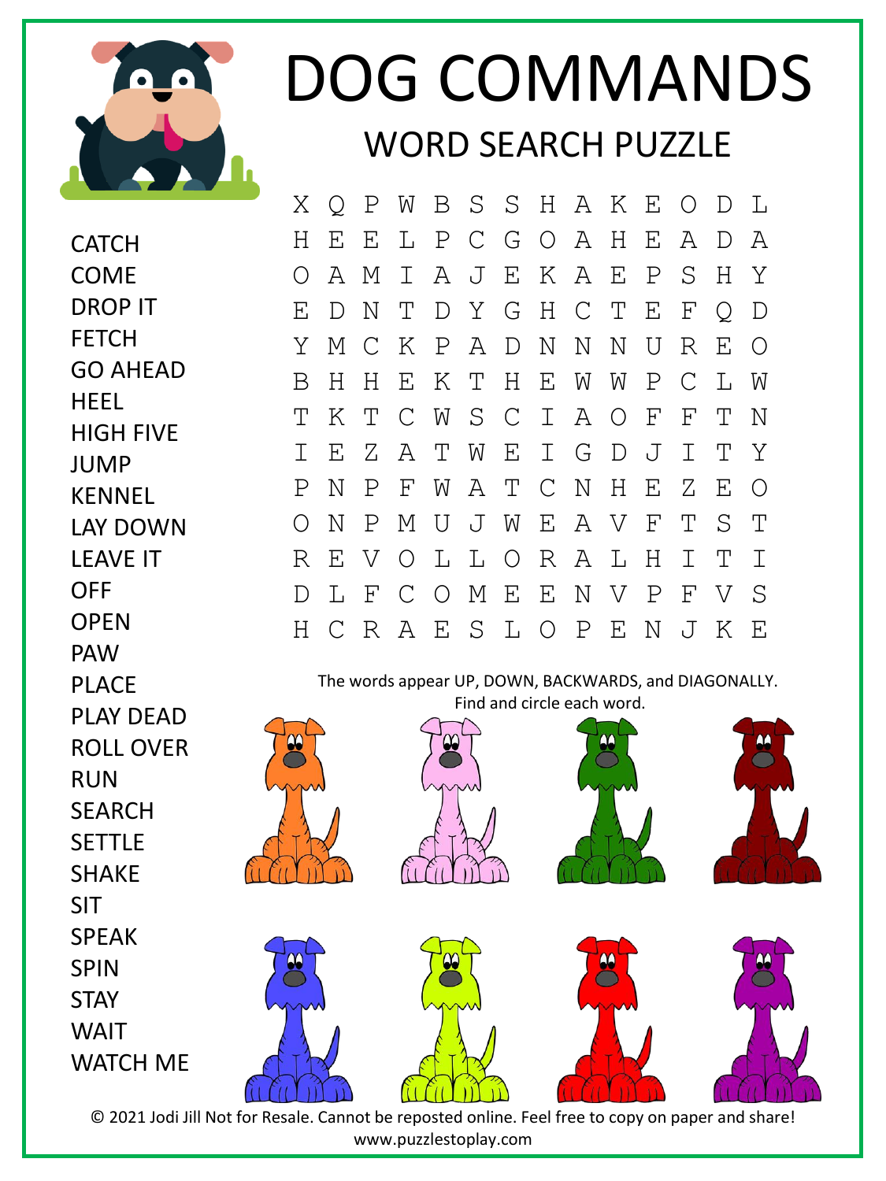# DOG COMMANDS

## WORD SEARCH PUZZLE

```
X Q P W B S S H A K E O D L
H E E L P C G O A H E A D A
O A M I A J E K A E P S H Y
E D N T D Y G H C T E F Q D
Y M C K P A D N N N U R E O
B H H E K T H E W W P C L W
T K T C W S C I A O F F T N
I E Z A T W E I G D J I T Y
P N P F W A T C N H E Z E O
O N P M U J W E A V F T S T
R E V O L L O R A L H I T I
D L F C O M E E N V P F V S
H C R A E S L O P E N J K E
```

The words appear UP, DOWN, BACKWARDS, and DIAGONALLY.
Find and circle each word.

- CATCH
- COME
- DROP IT
- FETCH
- GO AHEAD
- HEEL
- HIGH FIVE
- JUMP
- KENNEL
- LAY DOWN
- LEAVE IT
- OFF
- OPEN
- PAW
- PLACE
- PLAY DEAD
- ROLL OVER
- RUN
- SEARCH
- SETTLE
- SHAKE
- SIT
- SPEAK
- SPIN
- STAY
- WAIT
- WATCH ME

© 2021 Jodi Jill Not for Resale. Cannot be reposted online. Feel free to copy on paper and share!
www.puzzlestoplay.com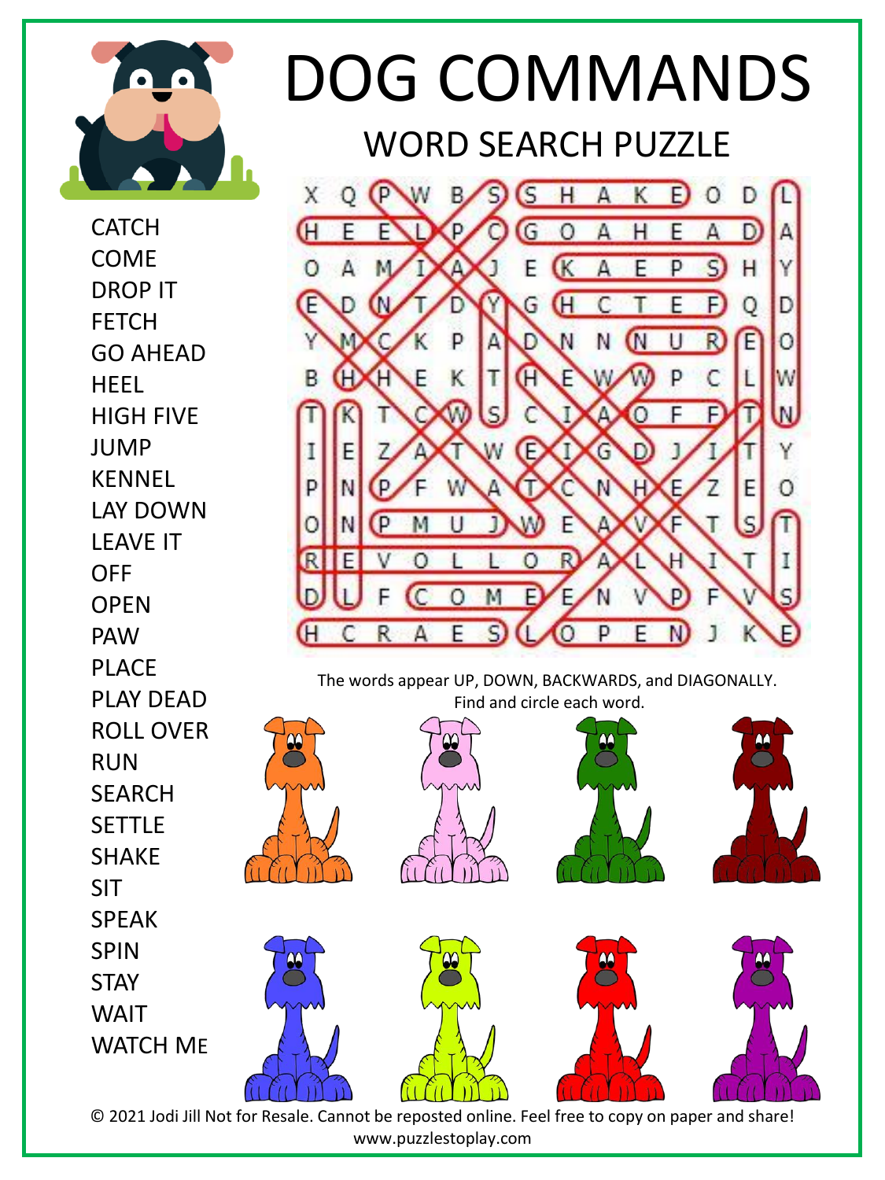# DOG COMMANDS

## WORD SEARCH PUZZLE

| | | | | | | | | | | | | | |
|---|---|---|---|---|---|---|---|---|---|---|---|---|---|
| X | Q | P | W | B | S | S | H | A | K | E | O | D | L |
| H | E | E | L | P | C | G | O | A | H | E | A | D | A |
| O | A | M | I | A | J | E | K | A | E | P | S | H | Y |
| E | D | N | T | D | Y | G | H | C | T | E | F | Q | D |
| Y | M | C | K | P | A | D | N | N | N | U | R | E | O |
| B | H | H | E | K | T | H | E | W | W | P | C | L | W |
| T | K | T | C | W | S | C | I | A | O | F | F | T | N |
| I | E | Z | A | T | W | E | I | G | D | J | I | T | Y |
| P | N | P | F | W | A | T | C | N | H | E | Z | E | O |
| O | N | P | M | U | J | W | E | A | V | F | T | S | T |
| R | E | V | O | L | L | O | R | A | L | H | I | T | I |
| D | L | F | C | O | M | E | E | N | V | P | F | V | S |
| H | C | R | A | E | S | L | O | P | E | N | J | K | E |

The words appear UP, DOWN, BACKWARDS, and DIAGONALLY.
Find and circle each word.

- CATCH
- COME
- DROP IT
- FETCH
- GO AHEAD
- HEEL
- HIGH FIVE
- JUMP
- KENNEL
- LAY DOWN
- LEAVE IT
- OFF
- OPEN
- PAW
- PLACE
- PLAY DEAD
- ROLL OVER
- RUN
- SEARCH
- SETTLE
- SHAKE
- SIT
- SPEAK
- SPIN
- STAY
- WAIT
- WATCH ME

© 2021 Jodi Jill Not for Resale. Cannot be reposted online. Feel free to copy on paper and share!
www.puzzlestoplay.com